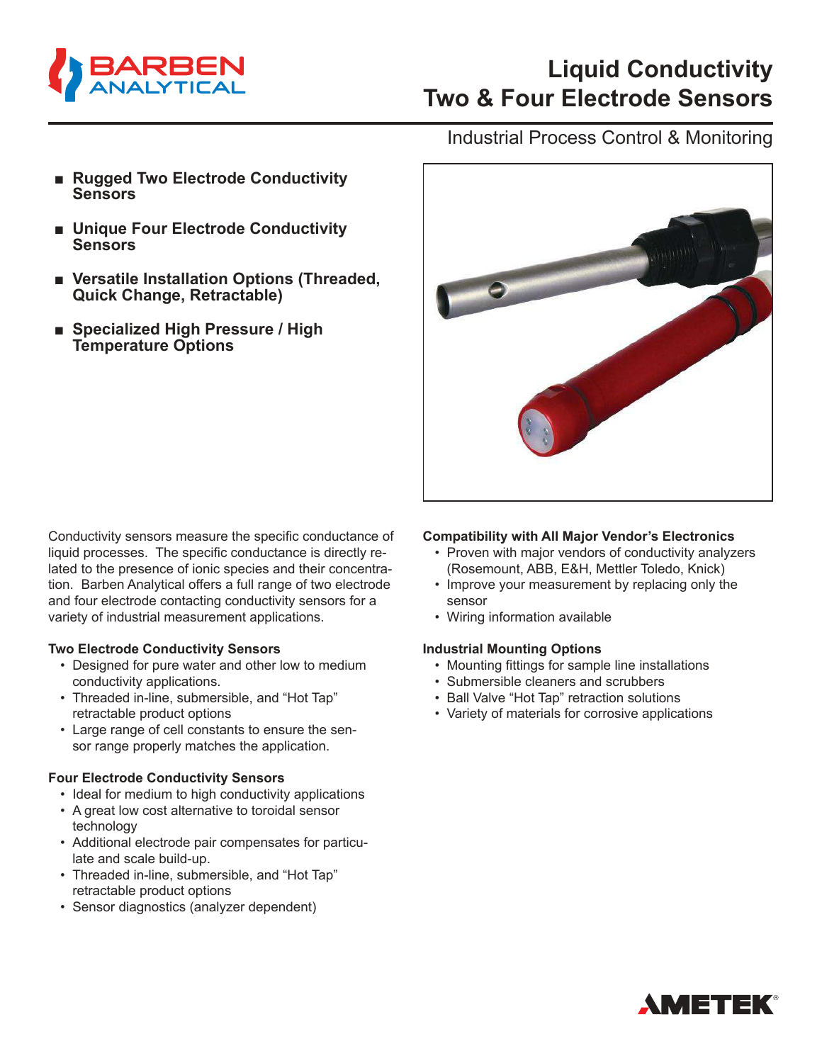# Liquid Conductivity Two & Four Electrode Sensors

Industrial Process Control & Monitoring

- **Rugged Two Electrode Conductivity Sensors**
- **Unique Four Electrode Conductivity Sensors**
- **Versatile Installation Options (Threaded, Quick Change, Retractable)**
- **Specialized High Pressure / High Temperature Options**

Conductivity sensors measure the specific conductance of liquid processes. The specific conductance is directly related to the presence of ionic species and their concentration. Barben Analytical offers a full range of two electrode and four electrode contacting conductivity sensors for a variety of industrial measurement applications.

**Two Electrode Conductivity Sensors**

- Designed for pure water and other low to medium conductivity applications.
- Threaded in-line, submersible, and "Hot Tap" retractable product options
- Large range of cell constants to ensure the sensor range properly matches the application.

**Four Electrode Conductivity Sensors**

- Ideal for medium to high conductivity applications
- A great low cost alternative to toroidal sensor technology
- Additional electrode pair compensates for particulate and scale build-up.
- Threaded in-line, submersible, and "Hot Tap" retractable product options
- Sensor diagnostics (analyzer dependent)

**Compatibility with All Major Vendor's Electronics**

- Proven with major vendors of conductivity analyzers (Rosemount, ABB, E&H, Mettler Toledo, Knick)
- Improve your measurement by replacing only the sensor
- Wiring information available

**Industrial Mounting Options**

- Mounting fittings for sample line installations
- Submersible cleaners and scrubbers
- Ball Valve "Hot Tap" retraction solutions
- Variety of materials for corrosive applications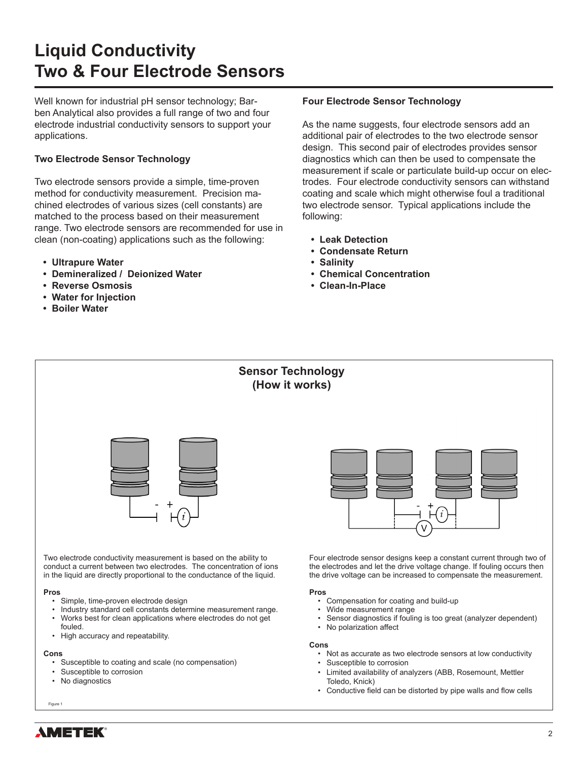# Liquid Conductivity
# Two & Four Electrode Sensors

Well known for industrial pH sensor technology; Barben Analytical also provides a full range of two and four electrode industrial conductivity sensors to support your applications.

**Two Electrode Sensor Technology**

Two electrode sensors provide a simple, time-proven method for conductivity measurement. Precision machined electrodes of various sizes (cell constants) are matched to the process based on their measurement range. Two electrode sensors are recommended for use in clean (non-coating) applications such as the following:

- **Ultrapure Water**
- **Demineralized / Deionized Water**
- **Reverse Osmosis**
- **Water for Injection**
- **Boiler Water**

**Four Electrode Sensor Technology**

As the name suggests, four electrode sensors add an additional pair of electrodes to the two electrode sensor design. This second pair of electrodes provides sensor diagnostics which can then be used to compensate the measurement if scale or particulate build-up occur on electrodes. Four electrode conductivity sensors can withstand coating and scale which might otherwise foul a traditional two electrode sensor. Typical applications include the following:

- **Leak Detection**
- **Condensate Return**
- **Salinity**
- **Chemical Concentration**
- **Clean-In-Place**

## Sensor Technology (How it works)

Two electrode conductivity measurement is based on the ability to conduct a current between two electrodes. The concentration of ions in the liquid are directly proportional to the conductance of the liquid.

**Pros**

- Simple, time-proven electrode design
- Industry standard cell constants determine measurement range.
- Works best for clean applications where electrodes do not get fouled.
- High accuracy and repeatability.

**Cons**

- Susceptible to coating and scale (no compensation)
- Susceptible to corrosion
- No diagnostics

Four electrode sensor designs keep a constant current through two of the electrodes and let the drive voltage change. If fouling occurs then the drive voltage can be increased to compensate the measurement.

**Pros**

- Compensation for coating and build-up
- Wide measurement range
- Sensor diagnostics if fouling is too great (analyzer dependent)
- No polarization affect

**Cons**

- Not as accurate as two electrode sensors at low conductivity
- Susceptible to corrosion
- Limited availability of analyzers (ABB, Rosemount, Mettler Toledo, Knick)
- Conductive field can be distorted by pipe walls and flow cells

Figure 1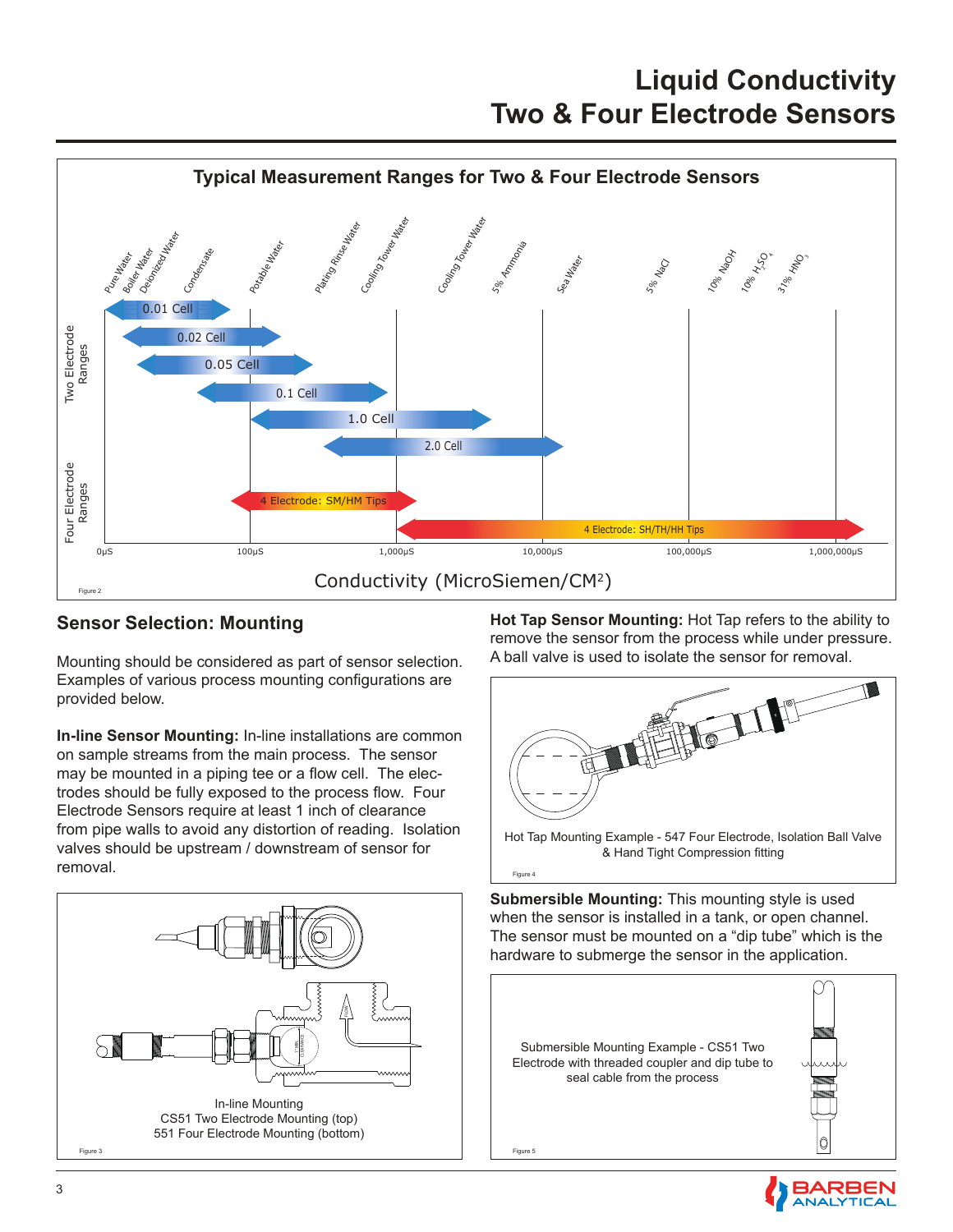# Liquid Conductivity
# Two & Four Electrode Sensors

## Typical Measurement Ranges for Two & Four Electrode Sensors

Pure Water, Boiler Water, Deionized Water, Condensate, Potable Water, Plating Rinse Water, Cooling Tower Water, Cooling Tower Water, 5% Ammonia, Sea Water, 5% NaCl, 10% NaOH, 10% $H_2SO_4$, 31% $HNO_3$

Two Electrode Ranges: 0.01 Cell, 0.02 Cell, 0.05 Cell, 0.1 Cell, 1.0 Cell, 2.0 Cell

Four Electrode Ranges: 4 Electrode: SM/HM Tips, 4 Electrode: SH/TH/HH Tips

0µS, 100µS, 1,000µS, 10,000µS, 100,000µS, 1,000,000µS

Conductivity (MicroSiemen/CM²)

Figure 2

## Sensor Selection: Mounting

Mounting should be considered as part of sensor selection. Examples of various process mounting configurations are provided below.

**In-line Sensor Mounting:** In-line installations are common on sample streams from the main process. The sensor may be mounted in a piping tee or a flow cell. The electrodes should be fully exposed to the process flow. Four Electrode Sensors require at least 1 inch of clearance from pipe walls to avoid any distortion of reading. Isolation valves should be upstream / downstream of sensor for removal.

In-line Mounting
CS51 Two Electrode Mounting (top)
551 Four Electrode Mounting (bottom)

Figure 3

**Hot Tap Sensor Mounting:** Hot Tap refers to the ability to remove the sensor from the process while under pressure. A ball valve is used to isolate the sensor for removal.

Hot Tap Mounting Example - 547 Four Electrode, Isolation Ball Valve & Hand Tight Compression fitting

Figure 4

**Submersible Mounting:** This mounting style is used when the sensor is installed in a tank, or open channel. The sensor must be mounted on a "dip tube" which is the hardware to submerge the sensor in the application.

Submersible Mounting Example - CS51 Two Electrode with threaded coupler and dip tube to seal cable from the process

Figure 5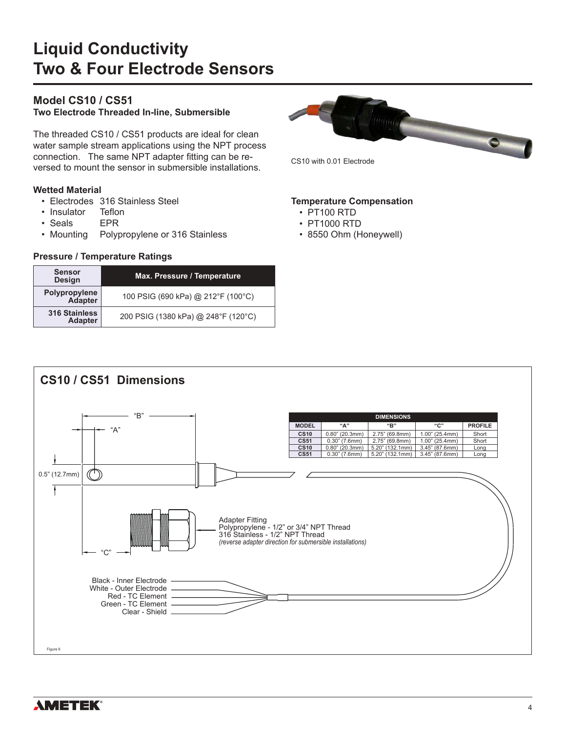# Liquid Conductivity Two & Four Electrode Sensors

## Model CS10 / CS51

**Two Electrode Threaded In-line, Submersible**

The threaded CS10 / CS51 products are ideal for clean water sample stream applications using the NPT process connection. The same NPT adapter fitting can be reversed to mount the sensor in submersible installations.

CS10 with 0.01 Electrode

### Wetted Material

- Electrodes 316 Stainless Steel
- Insulator Teflon
- Seals EPR
- Mounting Polypropylene or 316 Stainless

### Temperature Compensation

- PT100 RTD
- PT1000 RTD
- 8550 Ohm (Honeywell)

### Pressure / Temperature Ratings

| Sensor Design | Max. Pressure / Temperature |
|---|---|
| Polypropylene Adapter | 100 PSIG (690 kPa) @ 212°F (100°C) |
| 316 Stainless Adapter | 200 PSIG (1380 kPa) @ 248°F (120°C) |

## CS10 / CS51 Dimensions

| MODEL | "A" | "B" | "C" | PROFILE |
|---|---|---|---|---|
| CS10 | 0.80" (20.3mm) | 2.75" (69.8mm) | 1.00" (25.4mm) | Short |
| CS51 | 0.30" (7.6mm) | 2.75" (69.8mm) | 1.00" (25.4mm) | Short |
| CS10 | 0.80" (20.3mm) | 5.20" (132.1mm) | 3.45" (87.6mm) | Long |
| CS51 | 0.30" (7.6mm) | 5.20" (132.1mm) | 3.45" (87.6mm) | Long |

"A" "B" "C" 0.5" (12.7mm)

Adapter Fitting
Polypropylene - 1/2" or 3/4" NPT Thread
316 Stainless - 1/2" NPT Thread
*(reverse adapter direction for submersible installations)*

Black - Inner Electrode
White - Outer Electrode
Red - TC Element
Green - TC Element
Clear - Shield

Figure 6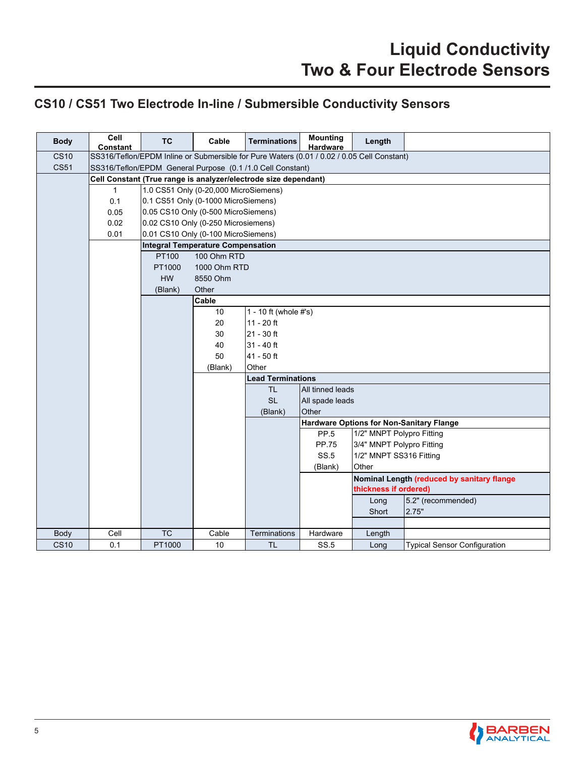# Liquid Conductivity
# Two & Four Electrode Sensors

## CS10 / CS51 Two Electrode In-line / Submersible Conductivity Sensors

| Body | Cell Constant | TC | Cable | Terminations | Mounting Hardware | Length | |
|---|---|---|---|---|---|---|---|
| CS10 | SS316/Teflon/EPDM Inline or Submersible for Pure Waters (0.01 / 0.02 / 0.05 Cell Constant) | | | | | | |
| CS51 | SS316/Teflon/EPDM General Purpose (0.1 /1.0 Cell Constant) | | | | | | |
| | **Cell Constant (True range is analyzer/electrode size dependant)** | | | | | | |
| | 1 | 1.0 CS51 Only (0-20,000 MicroSiemens) | | | | | |
| | 0.1 | 0.1 CS51 Only (0-1000 MicroSiemens) | | | | | |
| | 0.05 | 0.05 CS10 Only (0-500 MicroSiemens) | | | | | |
| | 0.02 | 0.02 CS10 Only (0-250 Microsiemens) | | | | | |
| | 0.01 | 0.01 CS10 Only (0-100 MicroSiemens) | | | | | |
| | | **Integral Temperature Compensation** | | | | | |
| | | PT100 | 100 Ohm RTD | | | | |
| | | PT1000 | 1000 Ohm RTD | | | | |
| | | HW | 8550 Ohm | | | | |
| | | (Blank) | Other | | | | |
| | | | **Cable** | | | | |
| | | | 10 | 1 - 10 ft (whole #'s) | | | |
| | | | 20 | 11 - 20 ft | | | |
| | | | 30 | 21 - 30 ft | | | |
| | | | 40 | 31 - 40 ft | | | |
| | | | 50 | 41 - 50 ft | | | |
| | | | (Blank) | Other | | | |
| | | | | **Lead Terminations** | | | |
| | | | | TL | All tinned leads | | |
| | | | | SL | All spade leads | | |
| | | | | (Blank) | Other | | |
| | | | | | **Hardware Options for Non-Sanitary Flange** | | |
| | | | | | PP.5 | 1/2" MNPT Polypro Fitting | |
| | | | | | PP.75 | 3/4" MNPT Polypro Fitting | |
| | | | | | SS.5 | 1/2" MNPT SS316 Fitting | |
| | | | | | (Blank) | Other | |
| | | | | | | **Nominal Length** (reduced by sanitary flange thickness if ordered) | |
| | | | | | | Long | 5.2" (recommended) |
| | | | | | | Short | 2.75" |
| Body | Cell | TC | Cable | Terminations | Hardware | Length | |
| CS10 | 0.1 | PT1000 | 10 | TL | SS.5 | Long | Typical Sensor Configuration |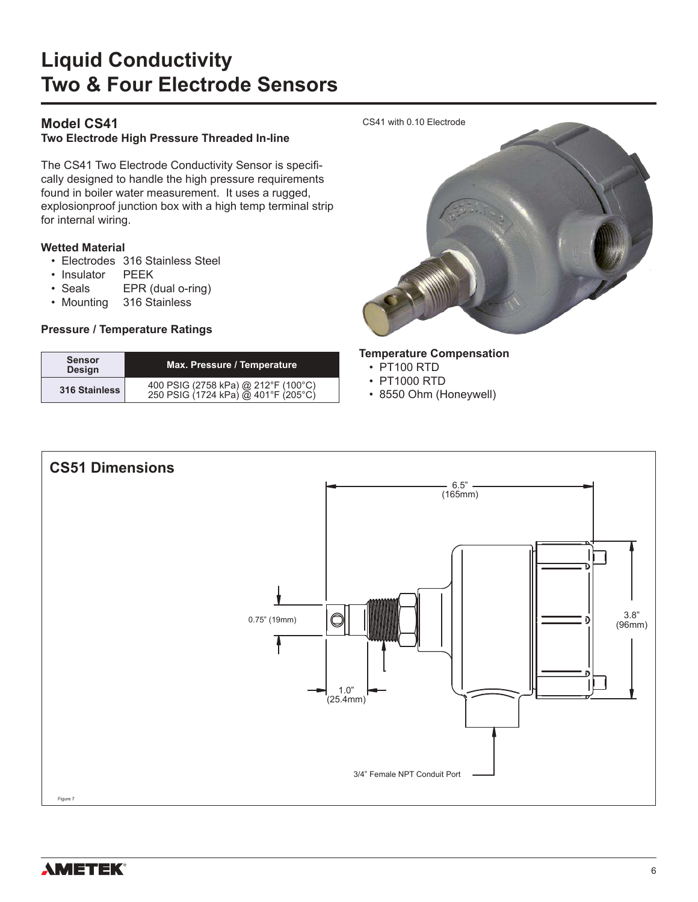# Liquid Conductivity Two & Four Electrode Sensors

## Model CS41

**Two Electrode High Pressure Threaded In-line**

The CS41 Two Electrode Conductivity Sensor is specifically designed to handle the high pressure requirements found in boiler water measurement. It uses a rugged, explosionproof junction box with a high temp terminal strip for internal wiring.

### Wetted Material

- Electrodes 316 Stainless Steel
- Insulator PEEK
- Seals EPR (dual o-ring)
- Mounting 316 Stainless

### Pressure / Temperature Ratings

| Sensor Design | Max. Pressure / Temperature |
|---|---|
| 316 Stainless | 400 PSIG (2758 kPa) @ 212°F (100°C)<br>250 PSIG (1724 kPa) @ 401°F (205°C) |

CS41 with 0.10 Electrode

### Temperature Compensation

- PT100 RTD
- PT1000 RTD
- 8550 Ohm (Honeywell)

## CS51 Dimensions

6.5" (165mm)

0.75" (19mm)

3.8" (96mm)

1.0" (25.4mm)

3/4" Female NPT Conduit Port

Figure 7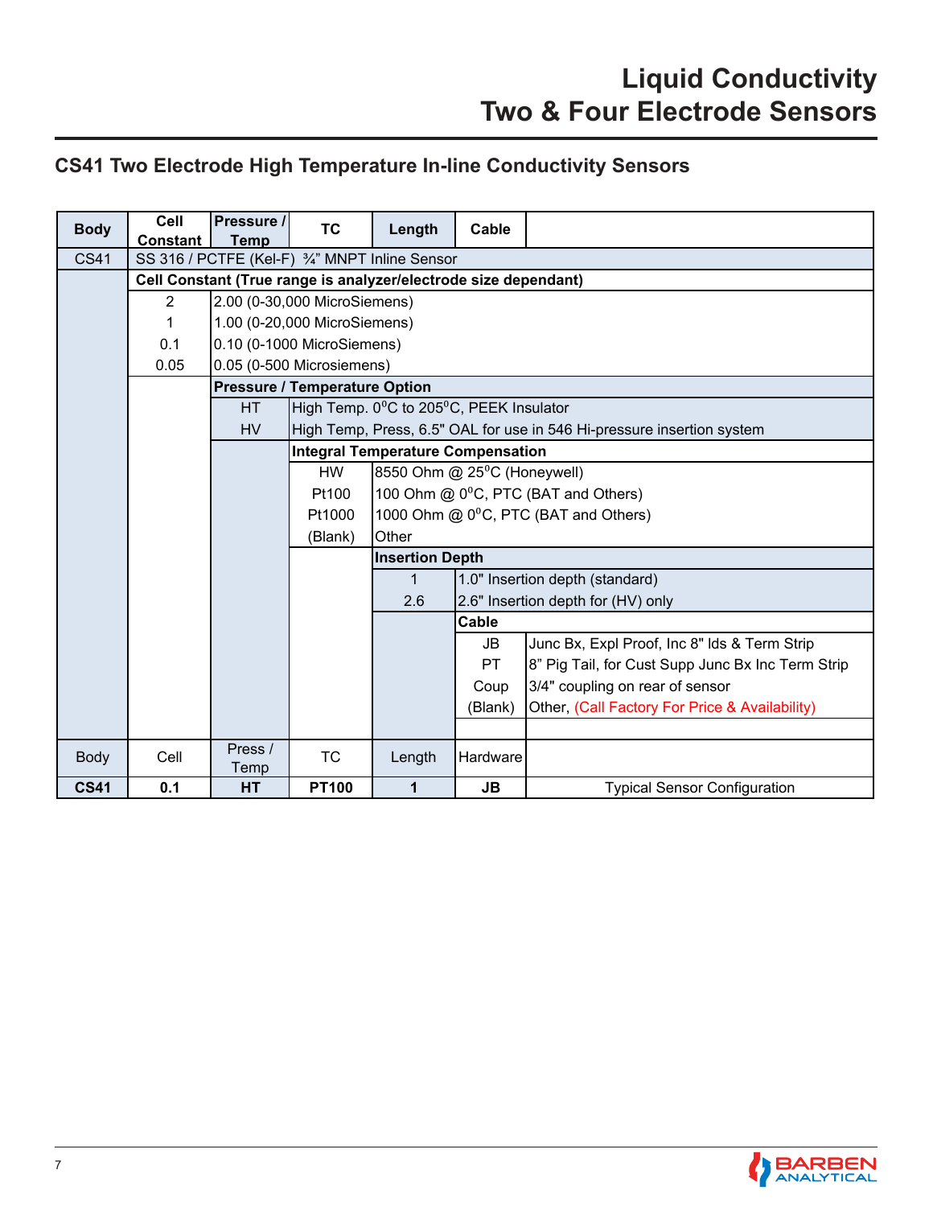# Liquid Conductivity
# Two & Four Electrode Sensors

## CS41 Two Electrode High Temperature In-line Conductivity Sensors

| Body | Cell Constant | Pressure / Temp | TC | Length | Cable | |
|---|---|---|---|---|---|---|
| CS41 | SS 316 / PCTFE (Kel-F) ¾" MNPT Inline Sensor | | | | | |
| | **Cell Constant (True range is analyzer/electrode size dependant)** | | | | | |
| | 2 | 2.00 (0-30,000 MicroSiemens) | | | | |
| | 1 | 1.00 (0-20,000 MicroSiemens) | | | | |
| | 0.1 | 0.10 (0-1000 MicroSiemens) | | | | |
| | 0.05 | 0.05 (0-500 Microsiemens) | | | | |
| | | **Pressure / Temperature Option** | | | | |
| | | HT | High Temp. $0^{o}$C to $205^{o}$C, PEEK Insulator | | | |
| | | HV | High Temp, Press, 6.5" OAL for use in 546 Hi-pressure insertion system | | | |
| | | | **Integral Temperature Compensation** | | | |
| | | | HW | 8550 Ohm @ $25^{o}$C (Honeywell) | | |
| | | | Pt100 | 100 Ohm @ $0^{o}$C, PTC (BAT and Others) | | |
| | | | Pt1000 | 1000 Ohm @ $0^{o}$C, PTC (BAT and Others) | | |
| | | | (Blank) | Other | | |
| | | | | **Insertion Depth** | | |
| | | | | 1 | 1.0" Insertion depth (standard) | |
| | | | | 2.6 | 2.6" Insertion depth for (HV) only | |
| | | | | | **Cable** | |
| | | | | | JB | Junc Bx, Expl Proof, Inc 8" lds & Term Strip |
| | | | | | PT | 8" Pig Tail, for Cust Supp Junc Bx Inc Term Strip |
| | | | | | Coup | 3/4" coupling on rear of sensor |
| | | | | | (Blank) | Other, (Call Factory For Price & Availability) |
| Body | Cell | Press / Temp | TC | Length | Hardware | |
| **CS41** | **0.1** | **HT** | **PT100** | **1** | **JB** | Typical Sensor Configuration |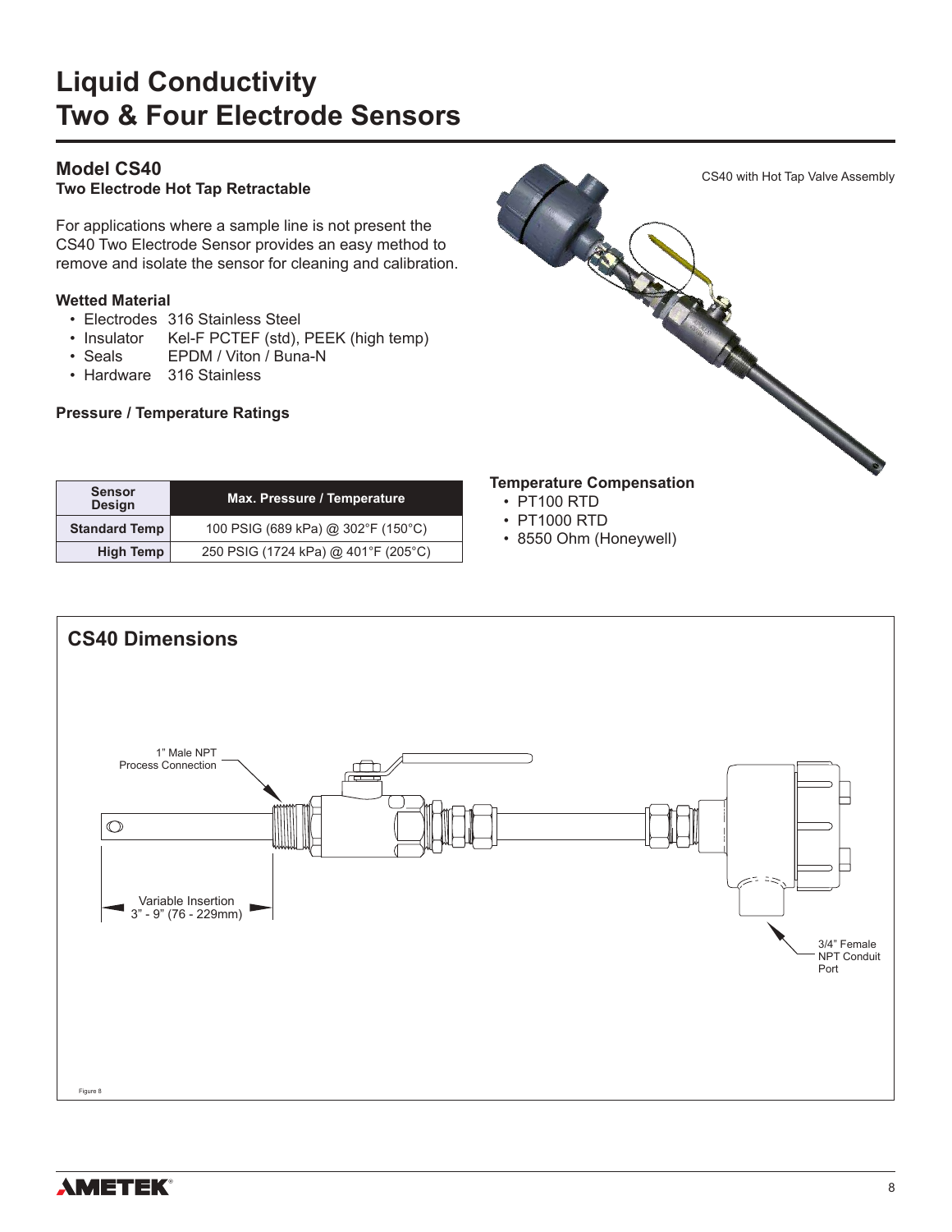# Liquid Conductivity
# Two & Four Electrode Sensors

## Model CS40

**Two Electrode Hot Tap Retractable**

For applications where a sample line is not present the CS40 Two Electrode Sensor provides an easy method to remove and isolate the sensor for cleaning and calibration.

CS40 with Hot Tap Valve Assembly

### Wetted Material

- Electrodes 316 Stainless Steel
- Insulator Kel-F PCTEF (std), PEEK (high temp)
- Seals EPDM / Viton / Buna-N
- Hardware 316 Stainless

### Pressure / Temperature Ratings

| Sensor Design | Max. Pressure / Temperature |
|---|---|
| Standard Temp | 100 PSIG (689 kPa) @ 302°F (150°C) |
| High Temp | 250 PSIG (1724 kPa) @ 401°F (205°C) |

### Temperature Compensation

- PT100 RTD
- PT1000 RTD
- 8550 Ohm (Honeywell)

## CS40 Dimensions

1" Male NPT Process Connection

Variable Insertion 3" - 9" (76 - 229mm)

3/4" Female NPT Conduit Port

Figure 8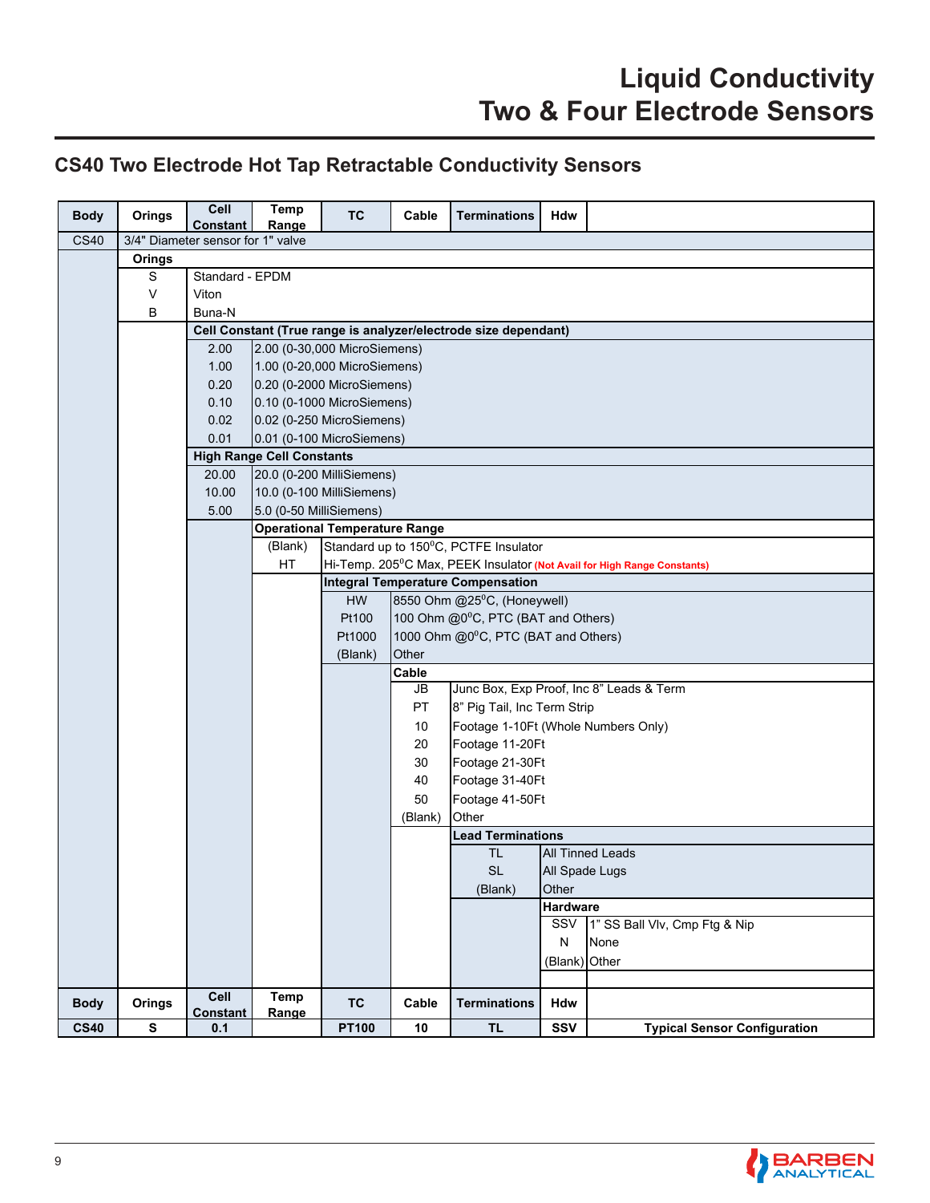# Liquid Conductivity
# Two & Four Electrode Sensors

## CS40 Two Electrode Hot Tap Retractable Conductivity Sensors

| Body | Orings | Cell Constant | Temp Range | TC | Cable | Terminations | Hdw | |
|---|---|---|---|---|---|---|---|---|
| CS40 | 3/4" Diameter sensor for 1" valve | | | | | | | |
| | **Orings** | | | | | | | |
| | S | Standard - EPDM | | | | | | |
| | V | Viton | | | | | | |
| | B | Buna-N | | | | | | |
| | | **Cell Constant (True range is analyzer/electrode size dependant)** | | | | | | |
| | | 2.00 | 2.00 (0-30,000 MicroSiemens) | | | | | |
| | | 1.00 | 1.00 (0-20,000 MicroSiemens) | | | | | |
| | | 0.20 | 0.20 (0-2000 MicroSiemens) | | | | | |
| | | 0.10 | 0.10 (0-1000 MicroSiemens) | | | | | |
| | | 0.02 | 0.02 (0-250 MicroSiemens) | | | | | |
| | | 0.01 | 0.01 (0-100 MicroSiemens) | | | | | |
| | | **High Range Cell Constants** | | | | | | |
| | | 20.00 | 20.0 (0-200 MilliSiemens) | | | | | |
| | | 10.00 | 10.0 (0-100 MilliSiemens) | | | | | |
| | | 5.00 | 5.0 (0-50 MilliSiemens) | | | | | |
| | | | **Operational Temperature Range** | | | | | |
| | | | (Blank) | Standard up to 150°C, PCTFE Insulator | | | | |
| | | | HT | Hi-Temp. 205°C Max, PEEK Insulator **(Not Avail for High Range Constants)** | | | | |
| | | | | **Integral Temperature Compensation** | | | | |
| | | | | HW | 8550 Ohm @25°C, (Honeywell) | | | |
| | | | | Pt100 | 100 Ohm @0°C, PTC (BAT and Others) | | | |
| | | | | Pt1000 | 1000 Ohm @0°C, PTC (BAT and Others) | | | |
| | | | | (Blank) | Other | | | |
| | | | | | **Cable** | | | |
| | | | | | JB | Junc Box, Exp Proof, Inc 8" Leads & Term | | |
| | | | | | PT | 8" Pig Tail, Inc Term Strip | | |
| | | | | | 10 | Footage 1-10Ft (Whole Numbers Only) | | |
| | | | | | 20 | Footage 11-20Ft | | |
| | | | | | 30 | Footage 21-30Ft | | |
| | | | | | 40 | Footage 31-40Ft | | |
| | | | | | 50 | Footage 41-50Ft | | |
| | | | | | (Blank) | Other | | |
| | | | | | | **Lead Terminations** | | |
| | | | | | | TL | All Tinned Leads | |
| | | | | | | SL | All Spade Lugs | |
| | | | | | | (Blank) | Other | |
| | | | | | | | **Hardware** | |
| | | | | | | | SSV | 1" SS Ball Vlv, Cmp Ftg & Nip |
| | | | | | | | N | None |
| | | | | | | | (Blank) | Other |
| **Body** | **Orings** | **Cell Constant** | **Temp Range** | **TC** | **Cable** | **Terminations** | **Hdw** | |
| **CS40** | **S** | **0.1** | | **PT100** | **10** | **TL** | **SSV** | **Typical Sensor Configuration** |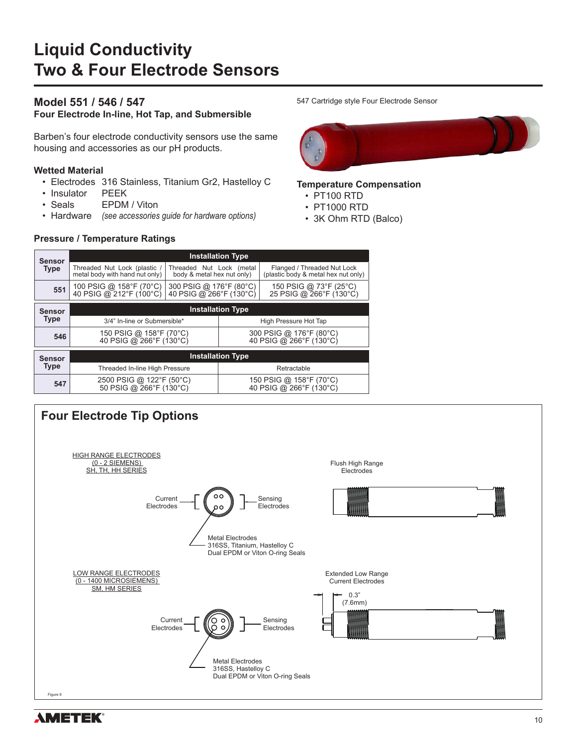# Liquid Conductivity
# Two & Four Electrode Sensors

## Model 551 / 546 / 547

### Four Electrode In-line, Hot Tap, and Submersible

Barben's four electrode conductivity sensors use the same housing and accessories as our pH products.

### Wetted Material

- Electrodes 316 Stainless, Titanium Gr2, Hastelloy C
- Insulator PEEK
- Seals EPDM / Viton
- Hardware *(see accessories guide for hardware options)*

547 Cartridge style Four Electrode Sensor

### Temperature Compensation

- PT100 RTD
- PT1000 RTD
- 3K Ohm RTD (Balco)

### Pressure / Temperature Ratings

| Sensor Type | Installation Type | | |
|---|---|---|---|
| | Threaded Nut Lock (plastic / metal body with hand nut only) | Threaded Nut Lock (metal body & metal hex nut only) | Flanged / Threaded Nut Lock (plastic body & metal hex nut only) |
| 551 | 100 PSIG @ 158°F (70°C)<br>40 PSIG @ 212°F (100°C) | 300 PSIG @ 176°F (80°C)<br>40 PSIG @ 266°F (130°C) | 150 PSIG @ 73°F (25°C)<br>25 PSIG @ 266°F (130°C) |

| Sensor Type | Installation Type | |
|---|---|---|
| | 3/4" In-line or Submersible* | High Pressure Hot Tap |
| 546 | 150 PSIG @ 158°F (70°C)<br>40 PSIG @ 266°F (130°C) | 300 PSIG @ 176°F (80°C)<br>40 PSIG @ 266°F (130°C) |

| Sensor Type | Installation Type | |
|---|---|---|
| | Threaded In-line High Pressure | Retractable |
| 547 | 2500 PSIG @ 122°F (50°C)<br>50 PSIG @ 266°F (130°C) | 150 PSIG @ 158°F (70°C)<br>40 PSIG @ 266°F (130°C) |

## Four Electrode Tip Options

HIGH RANGE ELECTRODES
(0 - 2 SIEMENS)
SH, TH, HH SERIES

Current Electrodes

Sensing Electrodes

Metal Electrodes
316SS, Titanium, Hastelloy C
Dual EPDM or Viton O-ring Seals

Flush High Range Electrodes

LOW RANGE ELECTRODES
(0 - 1400 MICROSIEMENS)
SM, HM SERIES

Current Electrodes

Sensing Electrodes

Metal Electrodes
316SS, Hastelloy C
Dual EPDM or Viton O-ring Seals

Extended Low Range Current Electrodes

0.3"
(7.6mm)

Figure 9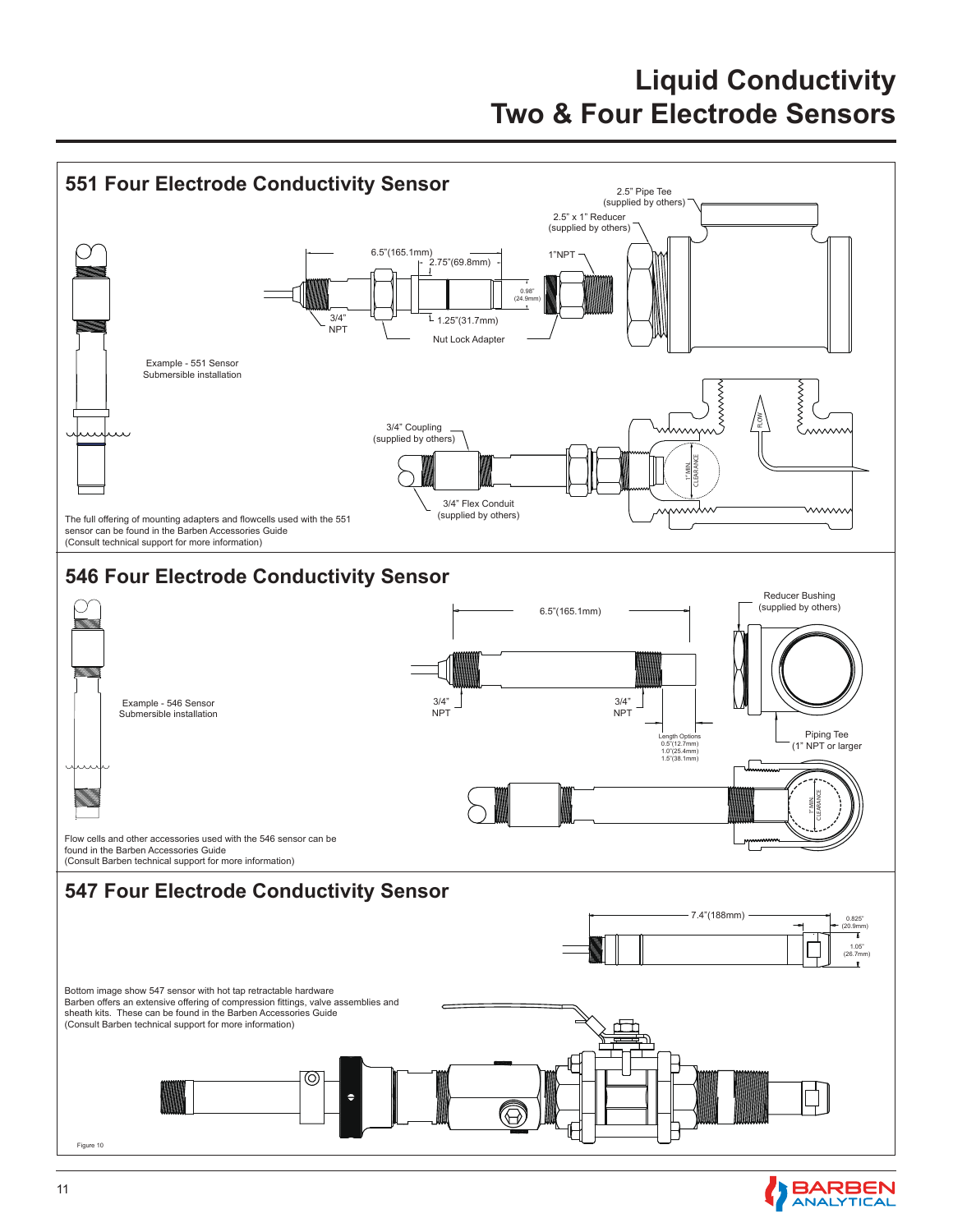# Liquid Conductivity Two & Four Electrode Sensors

## 551 Four Electrode Conductivity Sensor

2.5" Pipe Tee (supplied by others)

2.5" x 1" Reducer (supplied by others)

6.5"(165.1mm)

2.75"(69.8mm)

1"NPT

0.98" (24.9mm)

3/4" NPT

1.25"(31.7mm)

Nut Lock Adapter

Example - 551 Sensor Submersible installation

3/4" Coupling (supplied by others)

3/4" Flex Conduit (supplied by others)

FLOW

1" MIN. CLEARANCE

The full offering of mounting adapters and flowcells used with the 551 sensor can be found in the Barben Accessories Guide (Consult technical support for more information)

## 546 Four Electrode Conductivity Sensor

6.5"(165.1mm)

Reducer Bushing (supplied by others)

Example - 546 Sensor Submersible installation

3/4" NPT

3/4" NPT

Length Options 0.5"(12.7mm) 1.0"(25.4mm) 1.5"(38.1mm)

Piping Tee (1" NPT or larger

1" MIN. CLEARANCE

Flow cells and other accessories used with the 546 sensor can be found in the Barben Accessories Guide (Consult Barben technical support for more information)

## 547 Four Electrode Conductivity Sensor

7.4"(188mm)

0.825" (20.9mm)

1.05" (26.7mm)

Bottom image show 547 sensor with hot tap retractable hardware Barben offers an extensive offering of compression fittings, valve assemblies and sheath kits. These can be found in the Barben Accessories Guide (Consult Barben technical support for more information)

Figure 10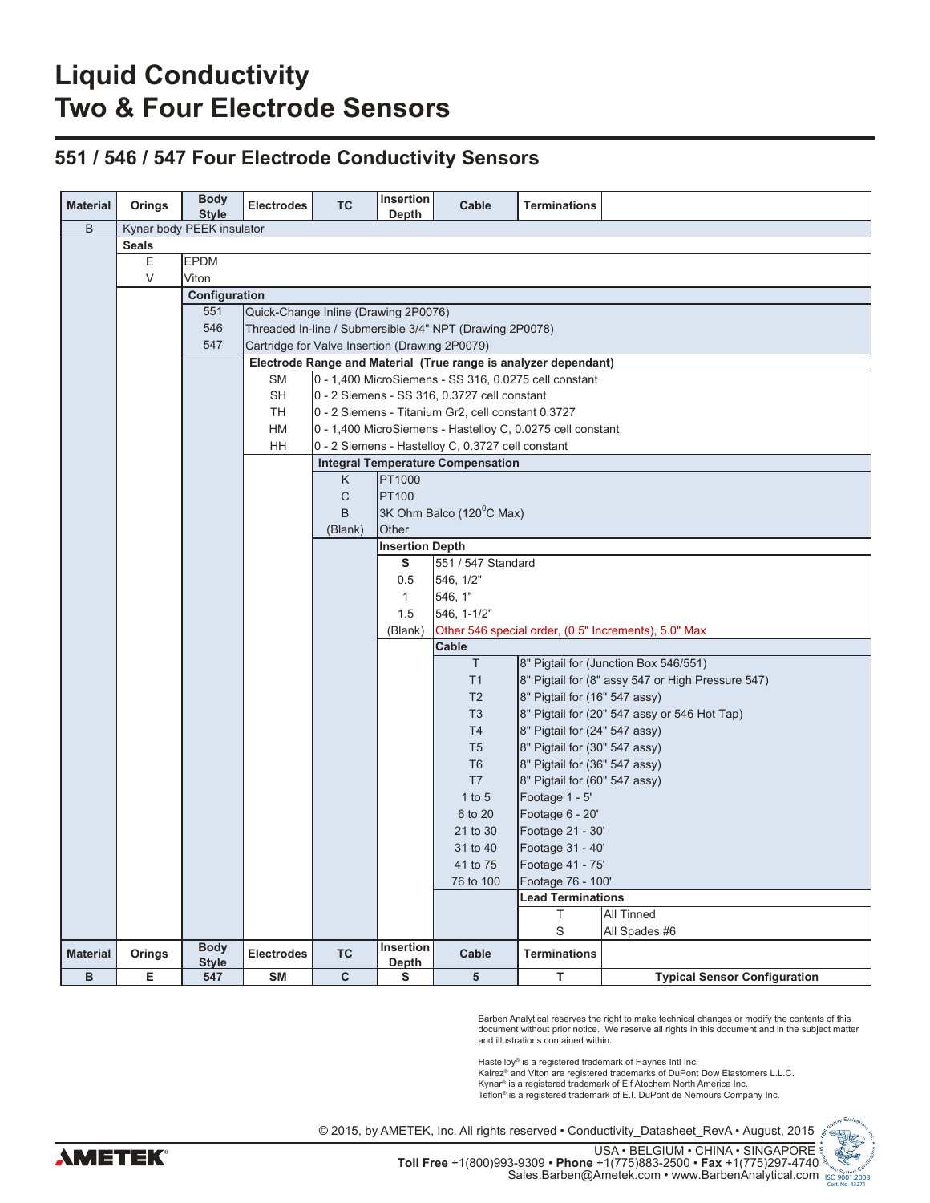# Liquid Conductivity
# Two & Four Electrode Sensors

## 551 / 546 / 547 Four Electrode Conductivity Sensors

| Material | Orings | Body Style | Electrodes | TC | Insertion Depth | Cable | Terminations | |
|---|---|---|---|---|---|---|---|---|
| B | Kynar body PEEK insulator | | | | | | | |
| | **Seals** | | | | | | | |
| | E | EPDM | | | | | | |
| | V | Viton | | | | | | |
| | | **Configuration** | | | | | | |
| | | 551 | Quick-Change Inline (Drawing 2P0076) | | | | | |
| | | 546 | Threaded In-line / Submersible 3/4" NPT (Drawing 2P0078) | | | | | |
| | | 547 | Cartridge for Valve Insertion (Drawing 2P0079) | | | | | |
| | | | **Electrode Range and Material (True range is analyzer dependant)** | | | | | |
| | | | SM | 0 - 1,400 MicroSiemens - SS 316, 0.0275 cell constant | | | | |
| | | | SH | 0 - 2 Siemens - SS 316, 0.3727 cell constant | | | | |
| | | | TH | 0 - 2 Siemens - Titanium Gr2, cell constant 0.3727 | | | | |
| | | | HM | 0 - 1,400 MicroSiemens - Hastelloy C, 0.0275 cell constant | | | | |
| | | | HH | 0 - 2 Siemens - Hastelloy C, 0.3727 cell constant | | | | |
| | | | | **Integral Temperature Compensation** | | | | |
| | | | | K | PT1000 | | | |
| | | | | C | PT100 | | | |
| | | | | B | 3K Ohm Balco (120$^0$C Max) | | | |
| | | | | (Blank) | Other | | | |
| | | | | | **Insertion Depth** | | | |
| | | | | | S | 551 / 547 Standard | | |
| | | | | | 0.5 | 546, 1/2" | | |
| | | | | | 1 | 546, 1" | | |
| | | | | | 1.5 | 546, 1-1/2" | | |
| | | | | | (Blank) | Other 546 special order, (0.5" Increments), 5.0" Max | | |
| | | | | | | **Cable** | | |
| | | | | | | T | 8" Pigtail for (Junction Box 546/551) | |
| | | | | | | T1 | 8" Pigtail for (8" assy 547 or High Pressure 547) | |
| | | | | | | T2 | 8" Pigtail for (16" 547 assy) | |
| | | | | | | T3 | 8" Pigtail for (20" 547 assy or 546 Hot Tap) | |
| | | | | | | T4 | 8" Pigtail for (24" 547 assy) | |
| | | | | | | T5 | 8" Pigtail for (30" 547 assy) | |
| | | | | | | T6 | 8" Pigtail for (36" 547 assy) | |
| | | | | | | T7 | 8" Pigtail for (60" 547 assy) | |
| | | | | | | 1 to 5 | Footage 1 - 5' | |
| | | | | | | 6 to 20 | Footage 6 - 20' | |
| | | | | | | 21 to 30 | Footage 21 - 30' | |
| | | | | | | 31 to 40 | Footage 31 - 40' | |
| | | | | | | 41 to 75 | Footage 41 - 75' | |
| | | | | | | 76 to 100 | Footage 76 - 100' | |
| | | | | | | | **Lead Terminations** | |
| | | | | | | | T | All Tinned |
| | | | | | | | S | All Spades #6 |
| **Material** | **Orings** | **Body Style** | **Electrodes** | **TC** | **Insertion Depth** | **Cable** | **Terminations** | |
| **B** | **E** | **547** | **SM** | **C** | **S** | **5** | **T** | **Typical Sensor Configuration** |

Barben Analytical reserves the right to make technical changes or modify the contents of this document without prior notice. We reserve all rights in this document and in the subject matter and illustrations contained within.

Hastelloy® is a registered trademark of Haynes Intl Inc.
Kalrez® and Viton are registered trademarks of DuPont Dow Elastomers L.L.C.
Kynar® is a registered trademark of Elf Atochem North America Inc.
Teflon® is a registered trademark of E.I. DuPont de Nemours Company Inc.

© 2015, by AMETEK, Inc. All rights reserved • Conductivity_Datasheet_RevA • August, 2015

AMETEK®

USA • BELGIUM • CHINA • SINGAPORE
**Toll Free** +1(800)993-9309 • **Phone** +1(775)883-2500 • **Fax** +1(775)297-4740
Sales.Barben@Ametek.com • www.BarbenAnalytical.com

ISO 9001:2008 Cert. No. 43271